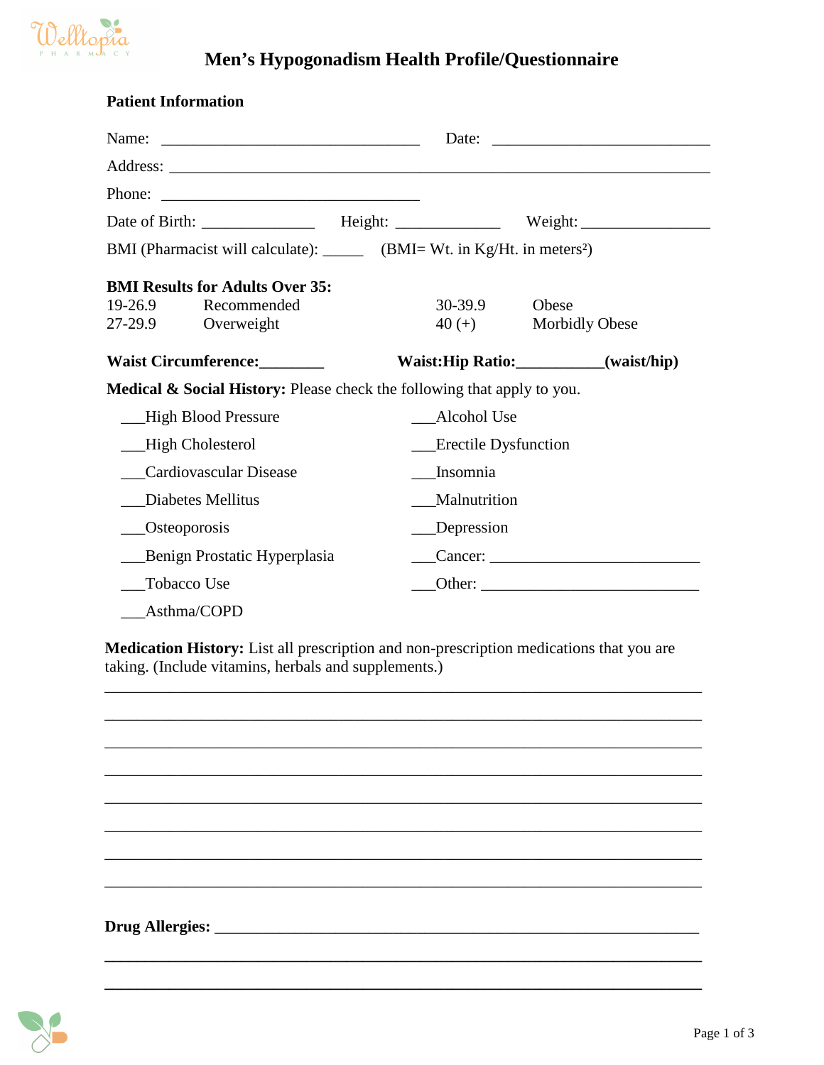Welltopia PHARMACY

# Men's Hypogonadism Health Profile/Questionnaire

**Patient Information**

Name: ________________________________ Date: ___________________________

Address: ____________________________________________________________________

Phone: ________________________________

Date of Birth: ______________ Height: _____________ Weight: ________________

BMI (Pharmacist will calculate): _____ (BMI= Wt. in Kg/Ht. in meters²)

**BMI Results for Adults Over 35:**

| | | | |
|---|---|---|---|
| 19-26.9 | Recommended | 30-39.9 | Obese |
| 27-29.9 | Overweight | 40 (+) | Morbidly Obese |

**Waist Circumference:________** **Waist:Hip Ratio:__________(waist/hip)**

**Medical & Social History:** Please check the following that apply to you.

___High Blood Pressure

___High Cholesterol

___Cardiovascular Disease

___Diabetes Mellitus

___Osteoporosis

___Benign Prostatic Hyperplasia

___Tobacco Use

___Asthma/COPD

___Alcohol Use

___Erectile Dysfunction

___Insomnia

___Malnutrition

___Depression

___Cancer: __________________________

___Other: ___________________________

**Medication History:** List all prescription and non-prescription medications that you are taking. (Include vitamins, herbals and supplements.)

____________________________________________________________________________

____________________________________________________________________________

____________________________________________________________________________

____________________________________________________________________________

____________________________________________________________________________

____________________________________________________________________________

____________________________________________________________________________

____________________________________________________________________________

**Drug Allergies:** ____________________________________________________________

____________________________________________________________________________

____________________________________________________________________________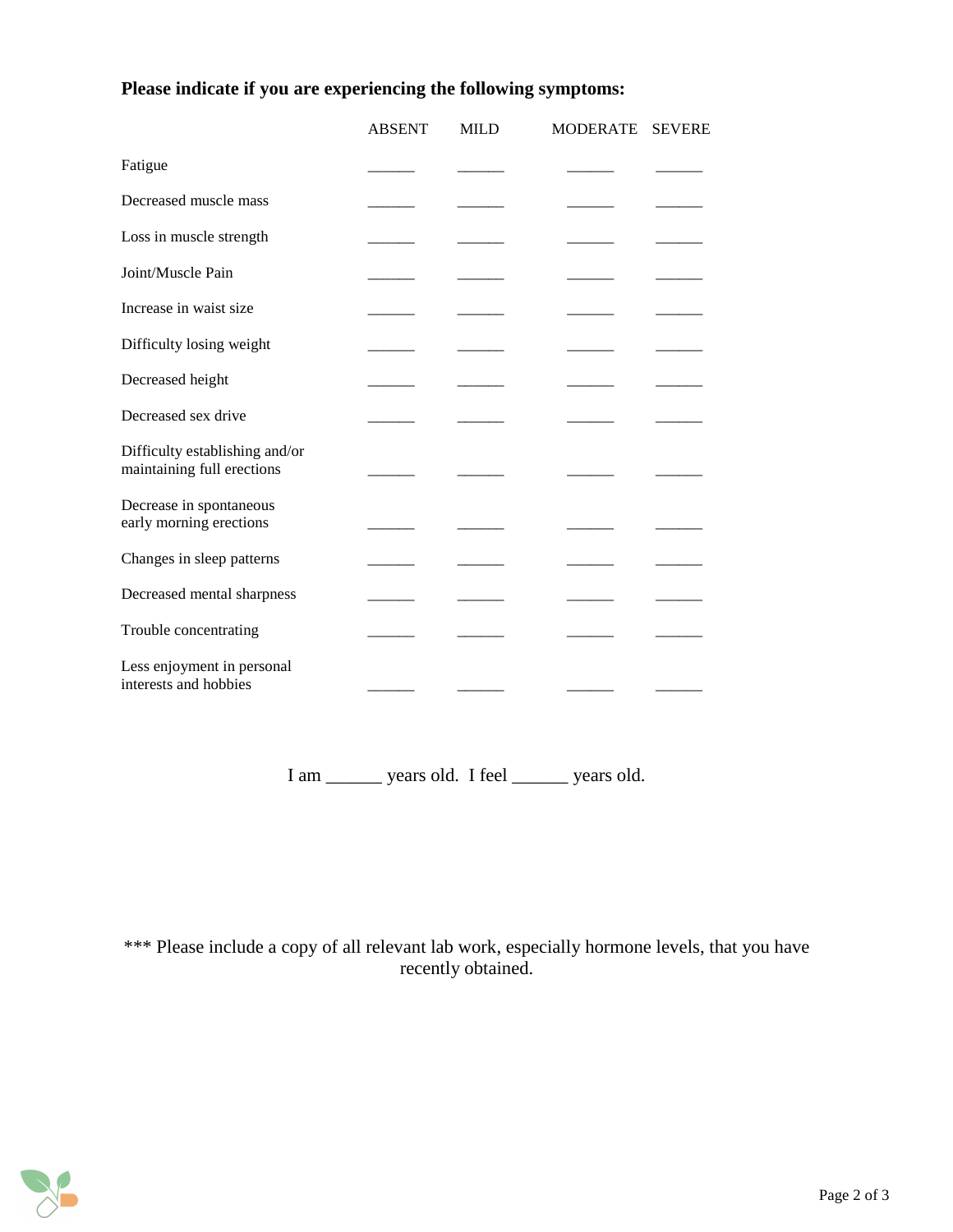**Please indicate if you are experiencing the following symptoms:**

| | ABSENT | MILD | MODERATE | SEVERE |
|---|---|---|---|---|
| Fatigue | ______ | ______ | ______ | ______ |
| Decreased muscle mass | ______ | ______ | ______ | ______ |
| Loss in muscle strength | ______ | ______ | ______ | ______ |
| Joint/Muscle Pain | ______ | ______ | ______ | ______ |
| Increase in waist size | ______ | ______ | ______ | ______ |
| Difficulty losing weight | ______ | ______ | ______ | ______ |
| Decreased height | ______ | ______ | ______ | ______ |
| Decreased sex drive | ______ | ______ | ______ | ______ |
| Difficulty establishing and/or maintaining full erections | ______ | ______ | ______ | ______ |
| Decrease in spontaneous early morning erections | ______ | ______ | ______ | ______ |
| Changes in sleep patterns | ______ | ______ | ______ | ______ |
| Decreased mental sharpness | ______ | ______ | ______ | ______ |
| Trouble concentrating | ______ | ______ | ______ | ______ |
| Less enjoyment in personal interests and hobbies | ______ | ______ | ______ | ______ |

I am ______ years old. I feel ______ years old.

*** Please include a copy of all relevant lab work, especially hormone levels, that you have recently obtained.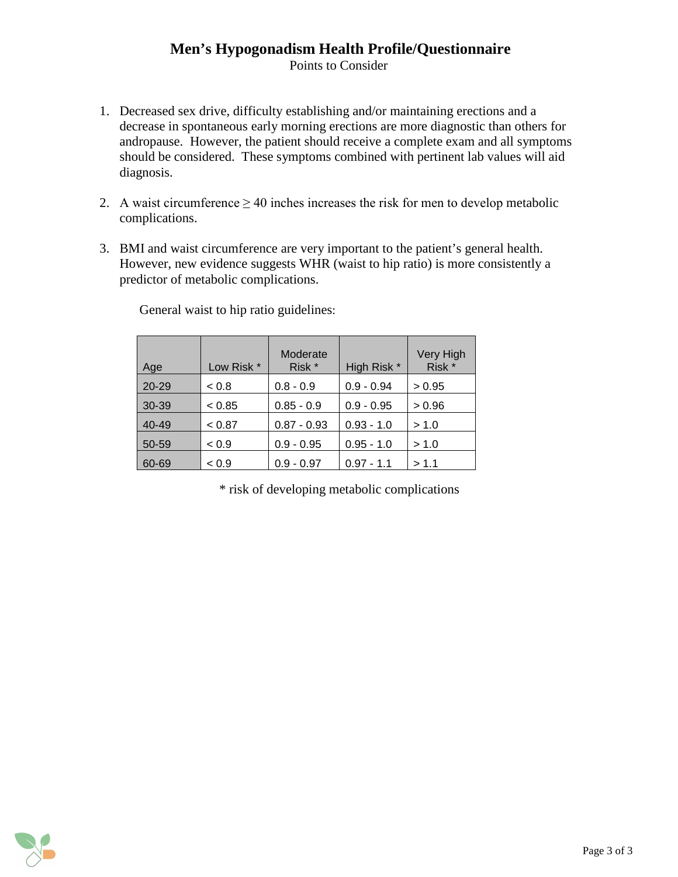# Men's Hypogonadism Health Profile/Questionnaire

Points to Consider

1. Decreased sex drive, difficulty establishing and/or maintaining erections and a decrease in spontaneous early morning erections are more diagnostic than others for andropause. However, the patient should receive a complete exam and all symptoms should be considered. These symptoms combined with pertinent lab values will aid diagnosis.

2. A waist circumference ≥ 40 inches increases the risk for men to develop metabolic complications.

3. BMI and waist circumference are very important to the patient's general health. However, new evidence suggests WHR (waist to hip ratio) is more consistently a predictor of metabolic complications.

General waist to hip ratio guidelines:

| Age | Low Risk * | Moderate Risk * | High Risk * | Very High Risk * |
|---|---|---|---|---|
| 20-29 | < 0.8 | 0.8 - 0.9 | 0.9 - 0.94 | > 0.95 |
| 30-39 | < 0.85 | 0.85 - 0.9 | 0.9 - 0.95 | > 0.96 |
| 40-49 | < 0.87 | 0.87 - 0.93 | 0.93 - 1.0 | > 1.0 |
| 50-59 | < 0.9 | 0.9 - 0.95 | 0.95 - 1.0 | > 1.0 |
| 60-69 | < 0.9 | 0.9 - 0.97 | 0.97 - 1.1 | > 1.1 |

* risk of developing metabolic complications